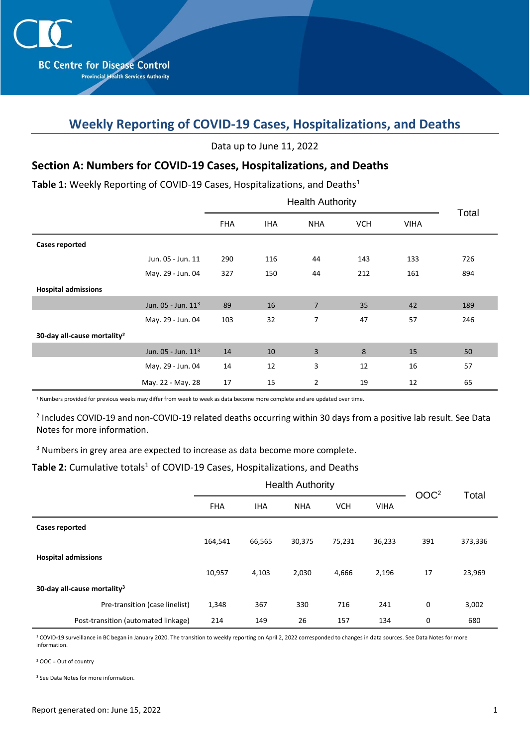BC Centre for Disease Control
Provincial Health Services Authority

# Weekly Reporting of COVID-19 Cases, Hospitalizations, and Deaths

Data up to June 11, 2022

## Section A: Numbers for COVID-19 Cases, Hospitalizations, and Deaths

**Table 1:** Weekly Reporting of COVID-19 Cases, Hospitalizations, and Deaths[1]

| | | Health Authority | | | | | Total |
|---|---|---|---|---|---|---|---|
| | | FHA | IHA | NHA | VCH | VIHA | |
| **Cases reported** | | | | | | | |
| | Jun. 05 - Jun. 11 | 290 | 116 | 44 | 143 | 133 | 726 |
| | May. 29 - Jun. 04 | 327 | 150 | 44 | 212 | 161 | 894 |
| **Hospital admissions** | | | | | | | |
| | Jun. 05 - Jun. 11[3] | 89 | 16 | 7 | 35 | 42 | 189 |
| | May. 29 - Jun. 04 | 103 | 32 | 7 | 47 | 57 | 246 |
| **30-day all-cause mortality[2]** | | | | | | | |
| | Jun. 05 - Jun. 11[3] | 14 | 10 | 3 | 8 | 15 | 50 |
| | May. 29 - Jun. 04 | 14 | 12 | 3 | 12 | 16 | 57 |
| | May. 22 - May. 28 | 17 | 15 | 2 | 19 | 12 | 65 |

[1] Numbers provided for previous weeks may differ from week to week as data become more complete and are updated over time.

[2] Includes COVID-19 and non-COVID-19 related deaths occurring within 30 days from a positive lab result. See Data Notes for more information.

[3] Numbers in grey area are expected to increase as data become more complete.

**Table 2:** Cumulative totals[1] of COVID-19 Cases, Hospitalizations, and Deaths

| | Health Authority | | | | | OOC[2] | Total |
|---|---|---|---|---|---|---|---|
| | FHA | IHA | NHA | VCH | VIHA | | |
| **Cases reported** | | | | | | | |
| | 164,541 | 66,565 | 30,375 | 75,231 | 36,233 | 391 | 373,336 |
| **Hospital admissions** | | | | | | | |
| | 10,957 | 4,103 | 2,030 | 4,666 | 2,196 | 17 | 23,969 |
| **30-day all-cause mortality[3]** | | | | | | | |
| Pre-transition (case linelist) | 1,348 | 367 | 330 | 716 | 241 | 0 | 3,002 |
| Post-transition (automated linkage) | 214 | 149 | 26 | 157 | 134 | 0 | 680 |

[1] COVID-19 surveillance in BC began in January 2020. The transition to weekly reporting on April 2, 2022 corresponded to changes in data sources. See Data Notes for more information.

[2] OOC = Out of country

[3] See Data Notes for more information.

Report generated on: June 15, 2022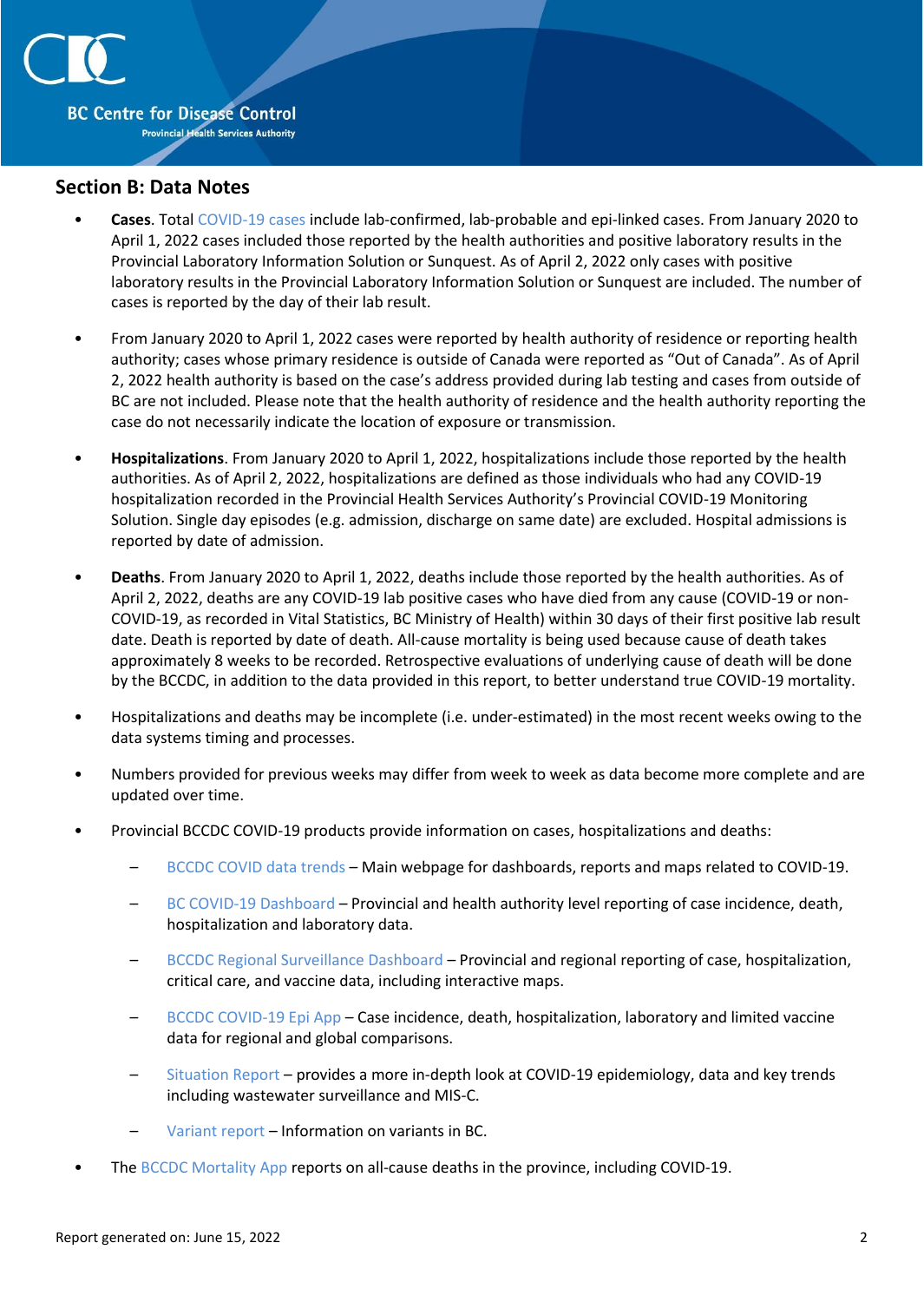## Section B: Data Notes

- **Cases**. Total COVID-19 cases include lab-confirmed, lab-probable and epi-linked cases. From January 2020 to April 1, 2022 cases included those reported by the health authorities and positive laboratory results in the Provincial Laboratory Information Solution or Sunquest. As of April 2, 2022 only cases with positive laboratory results in the Provincial Laboratory Information Solution or Sunquest are included. The number of cases is reported by the day of their lab result.

- From January 2020 to April 1, 2022 cases were reported by health authority of residence or reporting health authority; cases whose primary residence is outside of Canada were reported as "Out of Canada". As of April 2, 2022 health authority is based on the case's address provided during lab testing and cases from outside of BC are not included. Please note that the health authority of residence and the health authority reporting the case do not necessarily indicate the location of exposure or transmission.

- **Hospitalizations**. From January 2020 to April 1, 2022, hospitalizations include those reported by the health authorities. As of April 2, 2022, hospitalizations are defined as those individuals who had any COVID-19 hospitalization recorded in the Provincial Health Services Authority's Provincial COVID-19 Monitoring Solution. Single day episodes (e.g. admission, discharge on same date) are excluded. Hospital admissions is reported by date of admission.

- **Deaths**. From January 2020 to April 1, 2022, deaths include those reported by the health authorities. As of April 2, 2022, deaths are any COVID-19 lab positive cases who have died from any cause (COVID-19 or non-COVID-19, as recorded in Vital Statistics, BC Ministry of Health) within 30 days of their first positive lab result date. Death is reported by date of death. All-cause mortality is being used because cause of death takes approximately 8 weeks to be recorded. Retrospective evaluations of underlying cause of death will be done by the BCCDC, in addition to the data provided in this report, to better understand true COVID-19 mortality.

- Hospitalizations and deaths may be incomplete (i.e. under-estimated) in the most recent weeks owing to the data systems timing and processes.

- Numbers provided for previous weeks may differ from week to week as data become more complete and are updated over time.

- Provincial BCCDC COVID-19 products provide information on cases, hospitalizations and deaths:
  - BCCDC COVID data trends – Main webpage for dashboards, reports and maps related to COVID-19.
  - BC COVID-19 Dashboard – Provincial and health authority level reporting of case incidence, death, hospitalization and laboratory data.
  - BCCDC Regional Surveillance Dashboard – Provincial and regional reporting of case, hospitalization, critical care, and vaccine data, including interactive maps.
  - BCCDC COVID-19 Epi App – Case incidence, death, hospitalization, laboratory and limited vaccine data for regional and global comparisons.
  - Situation Report – provides a more in-depth look at COVID-19 epidemiology, data and key trends including wastewater surveillance and MIS-C.
  - Variant report – Information on variants in BC.

- The BCCDC Mortality App reports on all-cause deaths in the province, including COVID-19.

Report generated on: June 15, 2022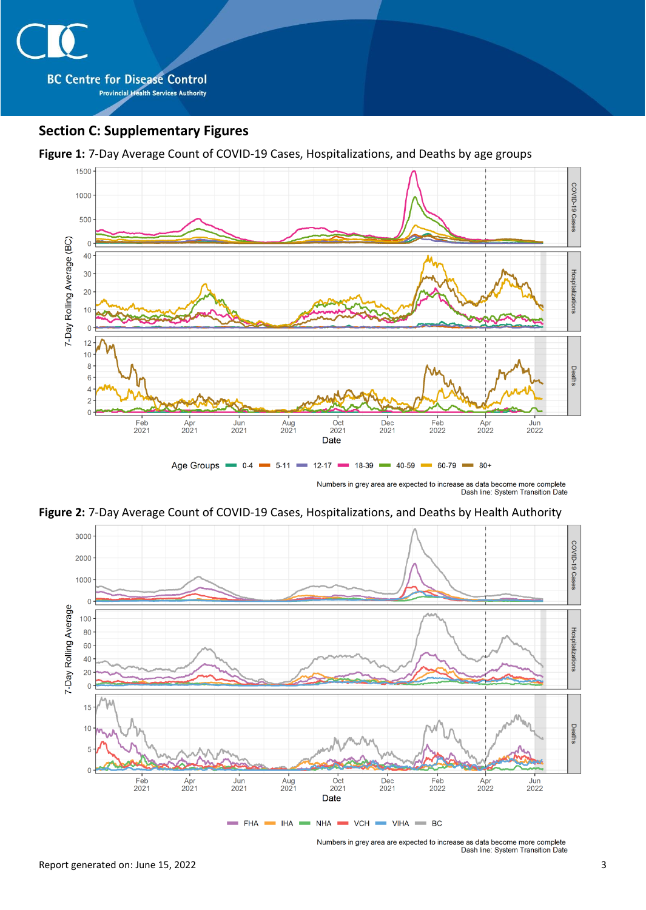## Section C: Supplementary Figures

**Figure 1:** 7-Day Average Count of COVID-19 Cases, Hospitalizations, and Deaths by age groups

7-Day Rolling Average (BC)

COVID-19 Cases

1500
1000
500
0

Hospitalizations

40
30
20
10
0

Deaths

12
10
8
6
4
2
0

Feb 2021 Apr 2021 Jun 2021 Aug 2021 Oct 2021 Dec 2021 Feb 2022 Apr 2022 Jun 2022

Date

Age Groups 0-4 5-11 12-17 18-39 40-59 60-79 80+

Numbers in grey area are expected to increase as data become more complete
Dash line: System Transition Date

**Figure 2:** 7-Day Average Count of COVID-19 Cases, Hospitalizations, and Deaths by Health Authority

7-Day Rolling Average

COVID-19 Cases

3000
2000
1000
0

Hospitalizations

100
80
60
40
20
0

Deaths

15
10
5
0

Feb 2021 Apr 2021 Jun 2021 Aug 2021 Oct 2021 Dec 2021 Feb 2022 Apr 2022 Jun 2022

Date

FHA IHA NHA VCH VIHA BC

Numbers in grey area are expected to increase as data become more complete
Dash line: System Transition Date

Report generated on: June 15, 2022